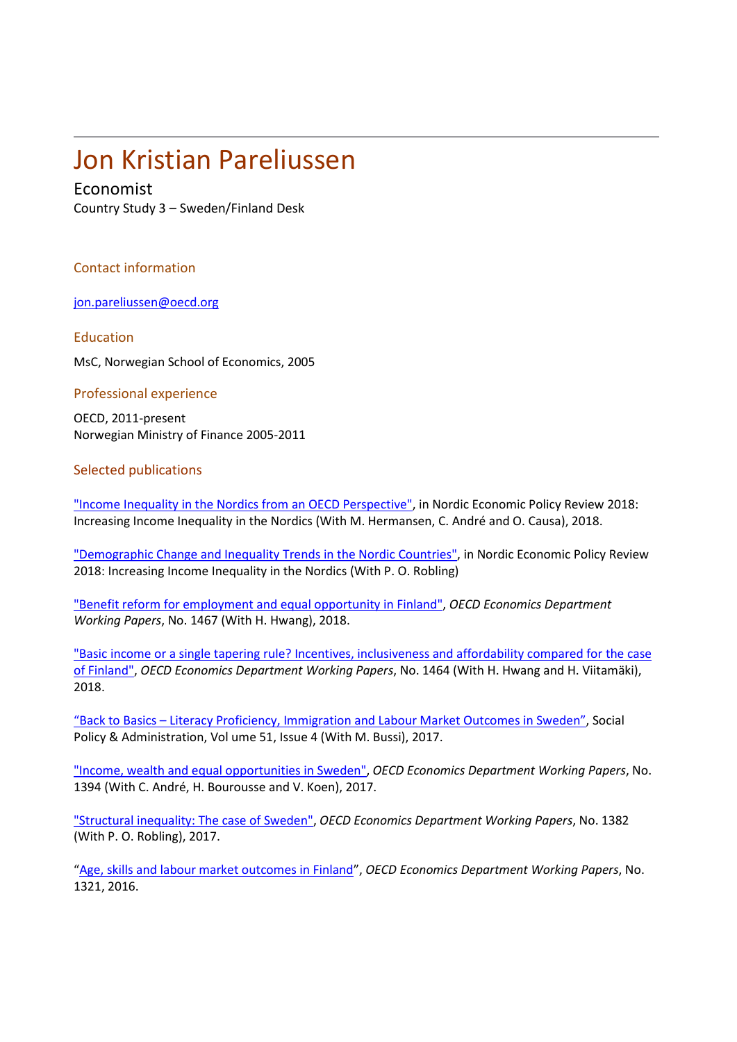# Jon Kristian Pareliussen

Economist
Country Study 3 – Sweden/Finland Desk

## Contact information

jon.pareliussen@oecd.org

## Education

MsC, Norwegian School of Economics, 2005

## Professional experience

OECD, 2011-present
Norwegian Ministry of Finance 2005-2011

## Selected publications

"Income Inequality in the Nordics from an OECD Perspective", in Nordic Economic Policy Review 2018: Increasing Income Inequality in the Nordics (With M. Hermansen, C. André and O. Causa), 2018.

"Demographic Change and Inequality Trends in the Nordic Countries", in Nordic Economic Policy Review 2018: Increasing Income Inequality in the Nordics (With P. O. Robling)

"Benefit reform for employment and equal opportunity in Finland", *OECD Economics Department Working Papers*, No. 1467 (With H. Hwang), 2018.

"Basic income or a single tapering rule? Incentives, inclusiveness and affordability compared for the case of Finland", *OECD Economics Department Working Papers*, No. 1464 (With H. Hwang and H. Viitamäki), 2018.

"Back to Basics – Literacy Proficiency, Immigration and Labour Market Outcomes in Sweden", Social Policy & Administration, Vol ume 51, Issue 4 (With M. Bussi), 2017.

"Income, wealth and equal opportunities in Sweden", *OECD Economics Department Working Papers*, No. 1394 (With C. André, H. Bourousse and V. Koen), 2017.

"Structural inequality: The case of Sweden", *OECD Economics Department Working Papers*, No. 1382 (With P. O. Robling), 2017.

"Age, skills and labour market outcomes in Finland", *OECD Economics Department Working Papers*, No. 1321, 2016.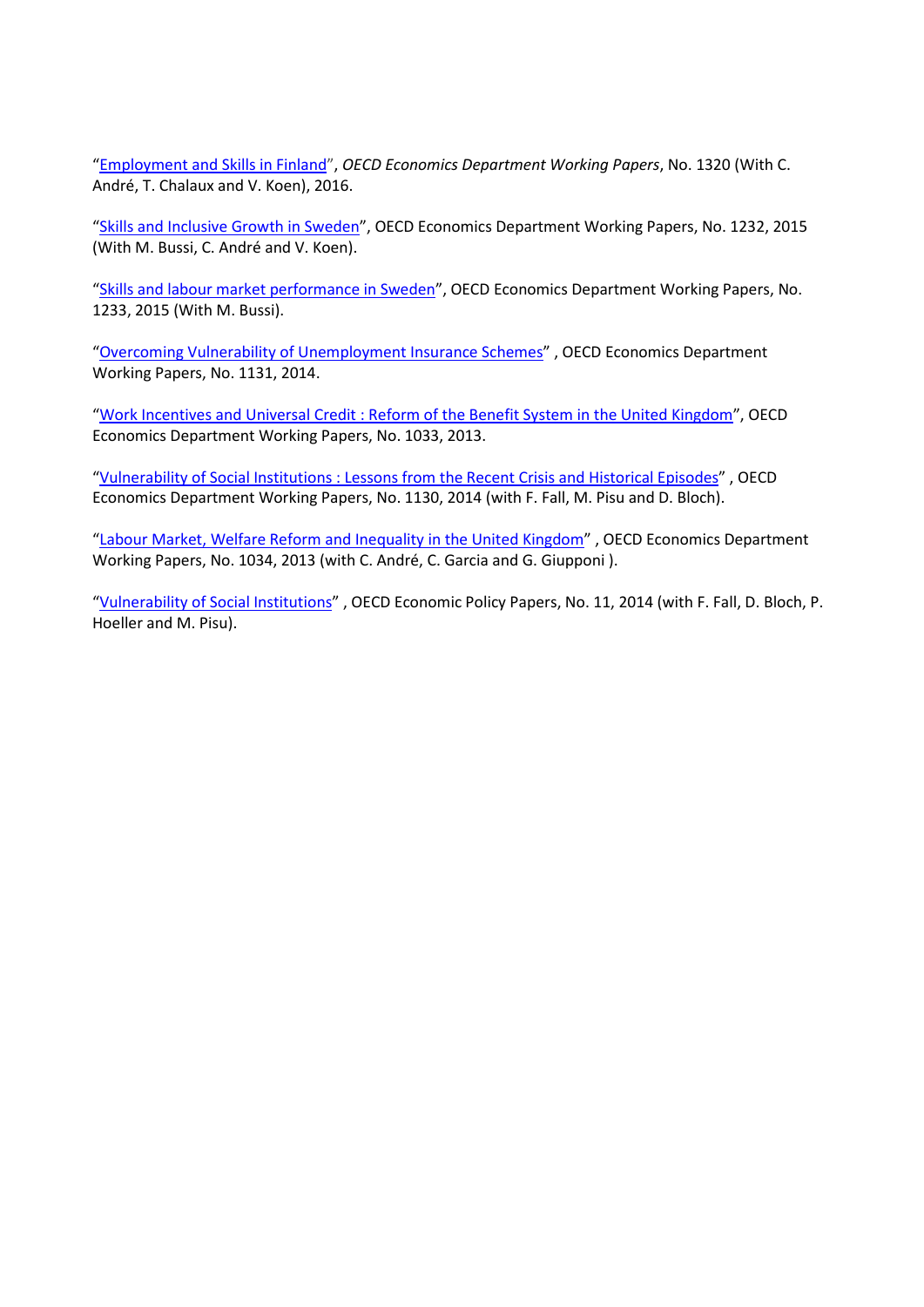"Employment and Skills in Finland", *OECD Economics Department Working Papers*, No. 1320 (With C. André, T. Chalaux and V. Koen), 2016.

"Skills and Inclusive Growth in Sweden", OECD Economics Department Working Papers, No. 1232, 2015 (With M. Bussi, C. André and V. Koen).

"Skills and labour market performance in Sweden", OECD Economics Department Working Papers, No. 1233, 2015 (With M. Bussi).

"Overcoming Vulnerability of Unemployment Insurance Schemes" , OECD Economics Department Working Papers, No. 1131, 2014.

"Work Incentives and Universal Credit : Reform of the Benefit System in the United Kingdom", OECD Economics Department Working Papers, No. 1033, 2013.

"Vulnerability of Social Institutions : Lessons from the Recent Crisis and Historical Episodes" , OECD Economics Department Working Papers, No. 1130, 2014 (with F. Fall, M. Pisu and D. Bloch).

"Labour Market, Welfare Reform and Inequality in the United Kingdom" , OECD Economics Department Working Papers, No. 1034, 2013 (with C. André, C. Garcia and G. Giupponi ).

"Vulnerability of Social Institutions" , OECD Economic Policy Papers, No. 11, 2014 (with F. Fall, D. Bloch, P. Hoeller and M. Pisu).